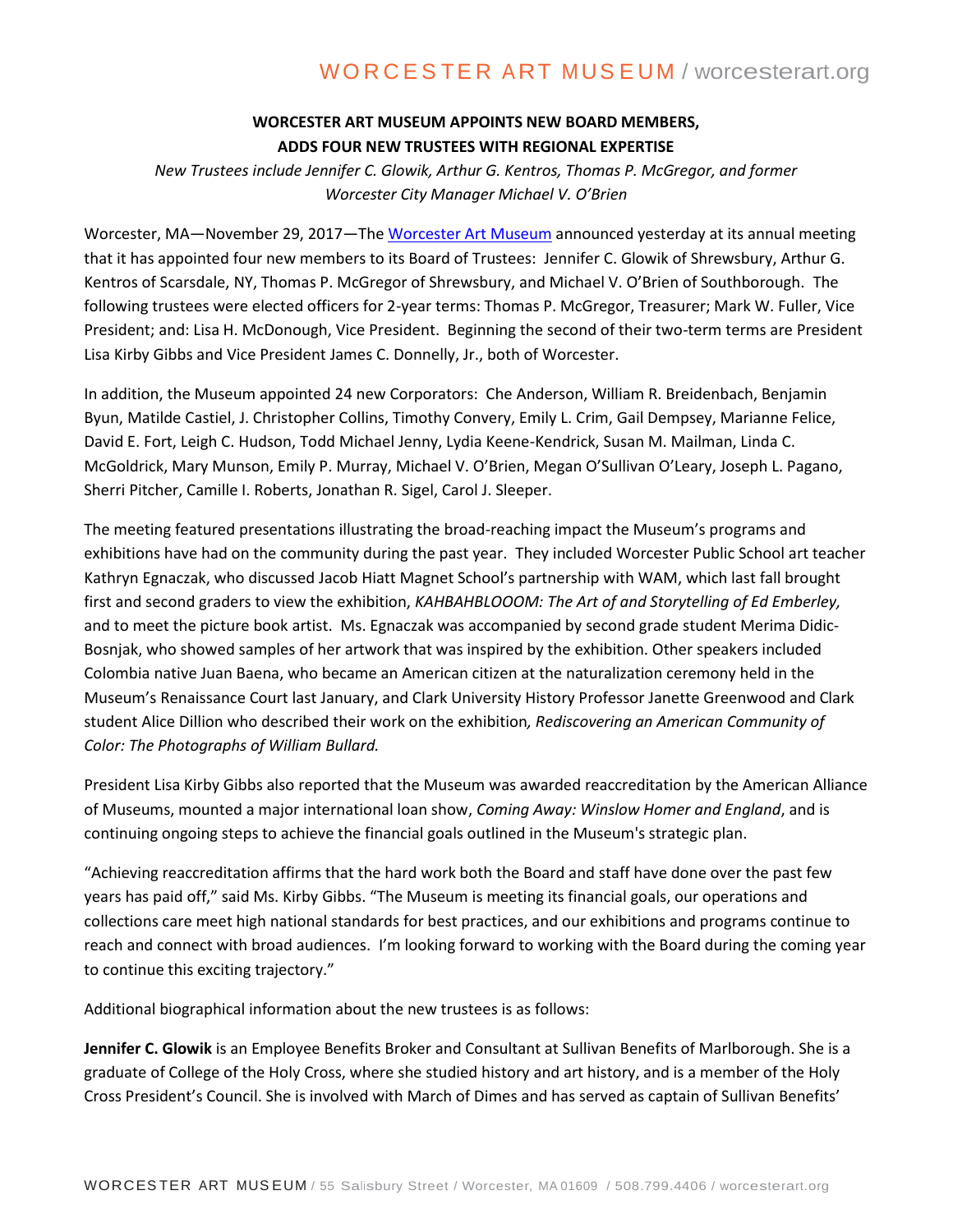# WORCESTER ART MUSEUM APPOINTS NEW BOARD MEMBERS, ADDS FOUR NEW TRUSTEES WITH REGIONAL EXPERTISE

*New Trustees include Jennifer C. Glowik, Arthur G. Kentros, Thomas P. McGregor, and former Worcester City Manager Michael V. O'Brien*

Worcester, MA—November 29, 2017—The [Worcester Art Museum](http://www.worcesterart.org) announced yesterday at its annual meeting that it has appointed four new members to its Board of Trustees: Jennifer C. Glowik of Shrewsbury, Arthur G. Kentros of Scarsdale, NY, Thomas P. McGregor of Shrewsbury, and Michael V. O'Brien of Southborough. The following trustees were elected officers for 2-year terms: Thomas P. McGregor, Treasurer; Mark W. Fuller, Vice President; and: Lisa H. McDonough, Vice President. Beginning the second of their two-term terms are President Lisa Kirby Gibbs and Vice President James C. Donnelly, Jr., both of Worcester.

In addition, the Museum appointed 24 new Corporators: Che Anderson, William R. Breidenbach, Benjamin Byun, Matilde Castiel, J. Christopher Collins, Timothy Convery, Emily L. Crim, Gail Dempsey, Marianne Felice, David E. Fort, Leigh C. Hudson, Todd Michael Jenny, Lydia Keene-Kendrick, Susan M. Mailman, Linda C. McGoldrick, Mary Munson, Emily P. Murray, Michael V. O'Brien, Megan O'Sullivan O'Leary, Joseph L. Pagano, Sherri Pitcher, Camille I. Roberts, Jonathan R. Sigel, Carol J. Sleeper.

The meeting featured presentations illustrating the broad-reaching impact the Museum's programs and exhibitions have had on the community during the past year. They included Worcester Public School art teacher Kathryn Egnaczak, who discussed Jacob Hiatt Magnet School's partnership with WAM, which last fall brought first and second graders to view the exhibition, *KAHBAHBLOOOM: The Art of and Storytelling of Ed Emberley,* and to meet the picture book artist. Ms. Egnaczak was accompanied by second grade student Merima Didic-Bosnjak, who showed samples of her artwork that was inspired by the exhibition. Other speakers included Colombia native Juan Baena, who became an American citizen at the naturalization ceremony held in the Museum's Renaissance Court last January, and Clark University History Professor Janette Greenwood and Clark student Alice Dillion who described their work on the exhibition*, Rediscovering an American Community of Color: The Photographs of William Bullard.*

President Lisa Kirby Gibbs also reported that the Museum was awarded reaccreditation by the American Alliance of Museums, mounted a major international loan show, *Coming Away: Winslow Homer and England*, and is continuing ongoing steps to achieve the financial goals outlined in the Museum's strategic plan.

"Achieving reaccreditation affirms that the hard work both the Board and staff have done over the past few years has paid off," said Ms. Kirby Gibbs. "The Museum is meeting its financial goals, our operations and collections care meet high national standards for best practices, and our exhibitions and programs continue to reach and connect with broad audiences. I'm looking forward to working with the Board during the coming year to continue this exciting trajectory."

Additional biographical information about the new trustees is as follows:

**Jennifer C. Glowik** is an Employee Benefits Broker and Consultant at Sullivan Benefits of Marlborough. She is a graduate of College of the Holy Cross, where she studied history and art history, and is a member of the Holy Cross President's Council. She is involved with March of Dimes and has served as captain of Sullivan Benefits'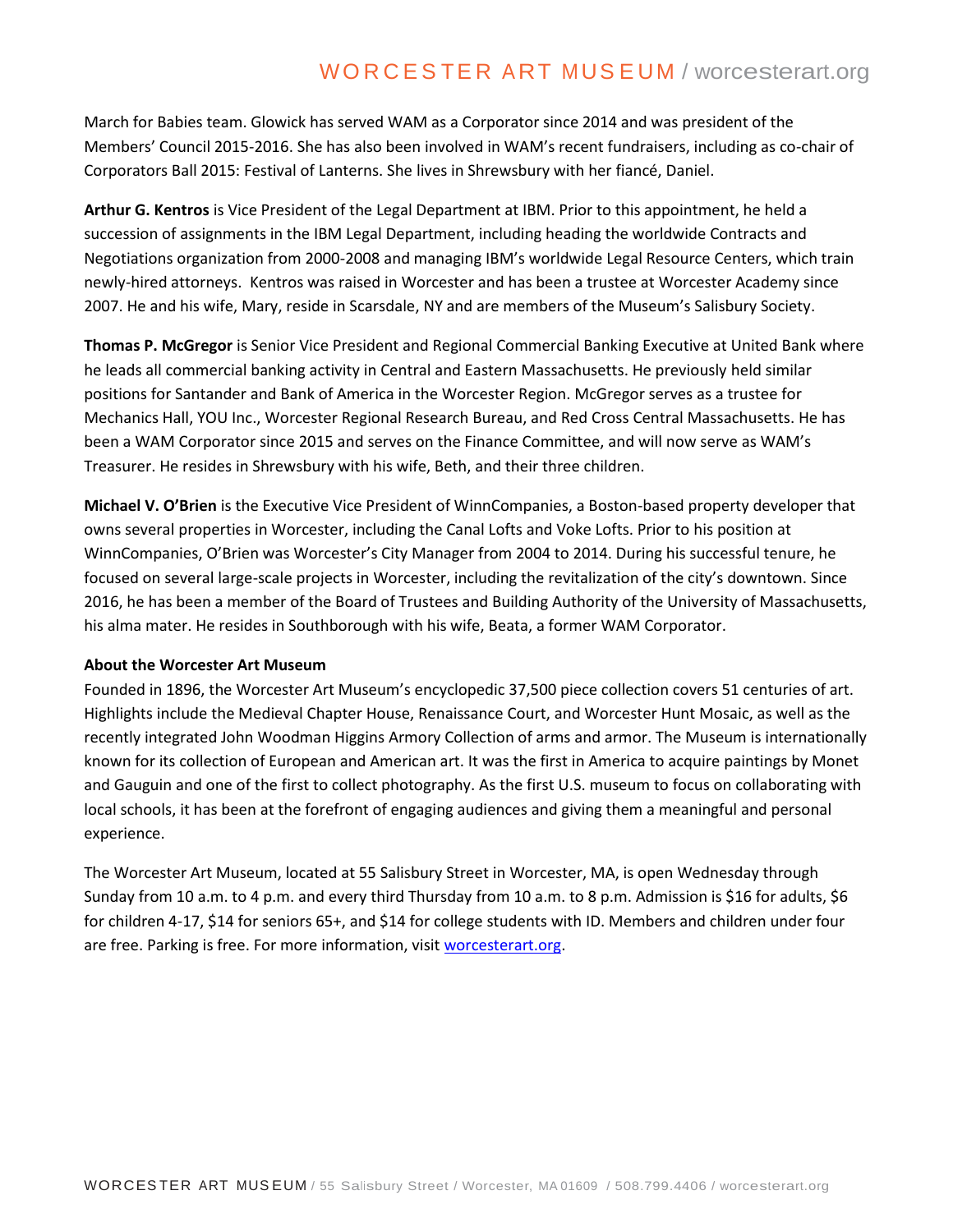March for Babies team. Glowick has served WAM as a Corporator since 2014 and was president of the Members' Council 2015-2016. She has also been involved in WAM's recent fundraisers, including as co-chair of Corporators Ball 2015: Festival of Lanterns. She lives in Shrewsbury with her fiancé, Daniel.

**Arthur G. Kentros** is Vice President of the Legal Department at IBM. Prior to this appointment, he held a succession of assignments in the IBM Legal Department, including heading the worldwide Contracts and Negotiations organization from 2000-2008 and managing IBM's worldwide Legal Resource Centers, which train newly-hired attorneys. Kentros was raised in Worcester and has been a trustee at Worcester Academy since 2007. He and his wife, Mary, reside in Scarsdale, NY and are members of the Museum's Salisbury Society.

**Thomas P. McGregor** is Senior Vice President and Regional Commercial Banking Executive at United Bank where he leads all commercial banking activity in Central and Eastern Massachusetts. He previously held similar positions for Santander and Bank of America in the Worcester Region. McGregor serves as a trustee for Mechanics Hall, YOU Inc., Worcester Regional Research Bureau, and Red Cross Central Massachusetts. He has been a WAM Corporator since 2015 and serves on the Finance Committee, and will now serve as WAM's Treasurer. He resides in Shrewsbury with his wife, Beth, and their three children.

**Michael V. O'Brien** is the Executive Vice President of WinnCompanies, a Boston-based property developer that owns several properties in Worcester, including the Canal Lofts and Voke Lofts. Prior to his position at WinnCompanies, O'Brien was Worcester's City Manager from 2004 to 2014. During his successful tenure, he focused on several large-scale projects in Worcester, including the revitalization of the city's downtown. Since 2016, he has been a member of the Board of Trustees and Building Authority of the University of Massachusetts, his alma mater. He resides in Southborough with his wife, Beata, a former WAM Corporator.

**About the Worcester Art Museum**

Founded in 1896, the Worcester Art Museum's encyclopedic 37,500 piece collection covers 51 centuries of art. Highlights include the Medieval Chapter House, Renaissance Court, and Worcester Hunt Mosaic, as well as the recently integrated John Woodman Higgins Armory Collection of arms and armor. The Museum is internationally known for its collection of European and American art. It was the first in America to acquire paintings by Monet and Gauguin and one of the first to collect photography. As the first U.S. museum to focus on collaborating with local schools, it has been at the forefront of engaging audiences and giving them a meaningful and personal experience.

The Worcester Art Museum, located at 55 Salisbury Street in Worcester, MA, is open Wednesday through Sunday from 10 a.m. to 4 p.m. and every third Thursday from 10 a.m. to 8 p.m. Admission is $16 for adults, $6 for children 4-17, $14 for seniors 65+, and $14 for college students with ID. Members and children under four are free. Parking is free. For more information, visit [worcesterart.org](http://worcesterart.org).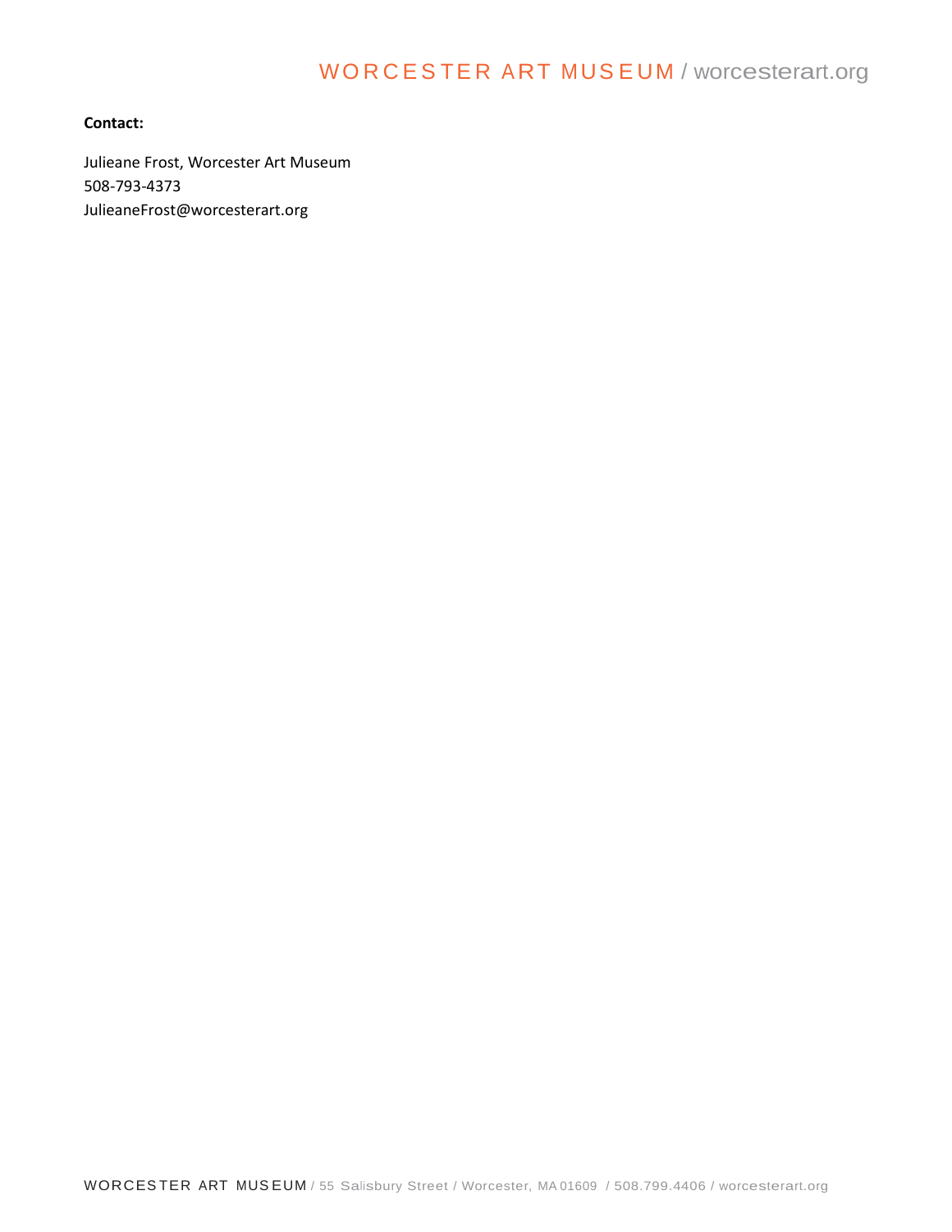**Contact:**

Julieane Frost, Worcester Art Museum
508-793-4373
JulieaneFrost@worcesterart.org